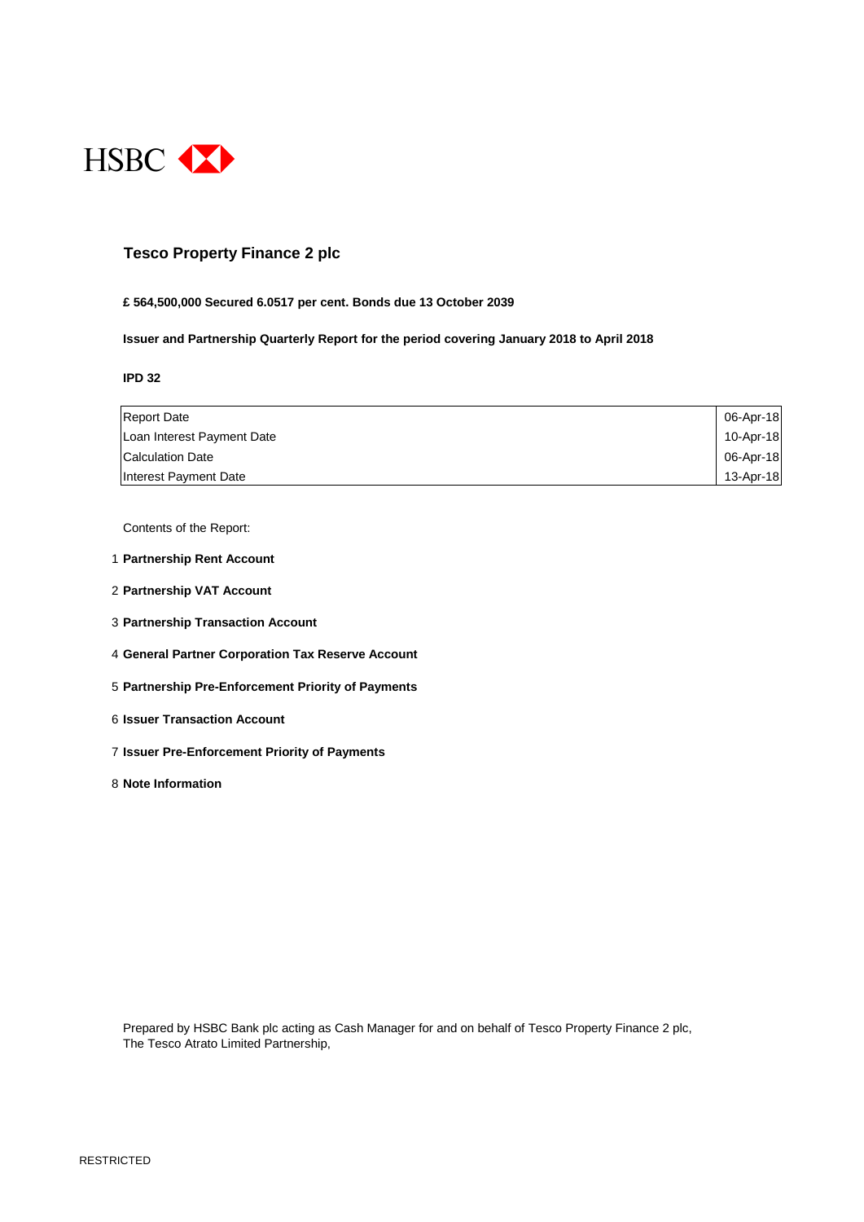HSBC

# Tesco Property Finance 2 plc

**£ 564,500,000 Secured 6.0517 per cent. Bonds due 13 October 2039**

**Issuer and Partnership Quarterly Report for the period covering January 2018 to April 2018**

**IPD 32**

| | |
|---|---|
| Report Date | 06-Apr-18 |
| Loan Interest Payment Date | 10-Apr-18 |
| Calculation Date | 06-Apr-18 |
| Interest Payment Date | 13-Apr-18 |

Contents of the Report:

1. **Partnership Rent Account**
2. **Partnership VAT Account**
3. **Partnership Transaction Account**
4. **General Partner Corporation Tax Reserve Account**
5. **Partnership Pre-Enforcement Priority of Payments**
6. **Issuer Transaction Account**
7. **Issuer Pre-Enforcement Priority of Payments**
8. **Note Information**

Prepared by HSBC Bank plc acting as Cash Manager for and on behalf of Tesco Property Finance 2 plc,
The Tesco Atrato Limited Partnership,

RESTRICTED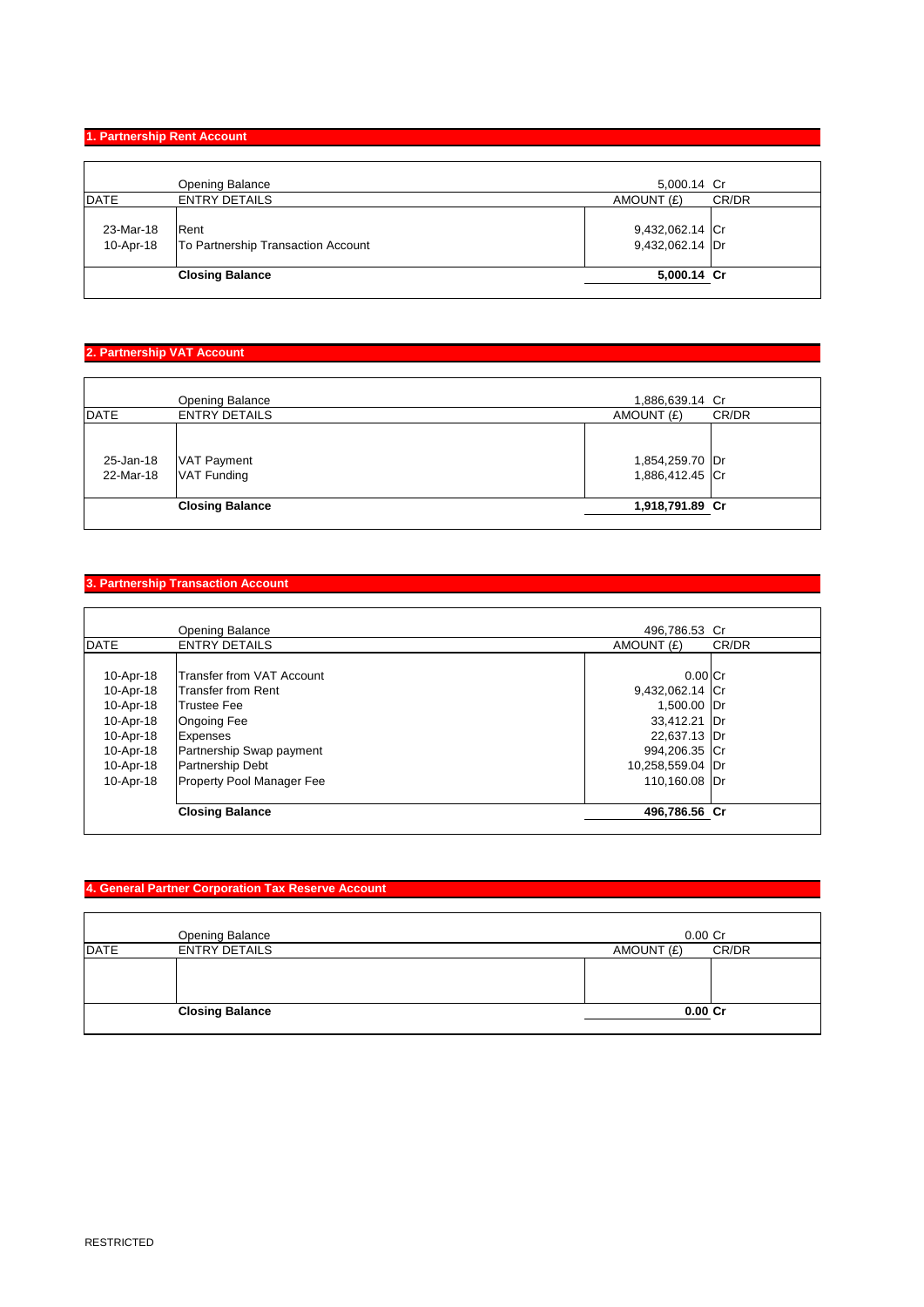## 1. Partnership Rent Account

| DATE | ENTRY DETAILS | AMOUNT (£) | CR/DR |
|---|---|---|---|
| | Opening Balance | 5,000.14 | Cr |
| 23-Mar-18 | Rent | 9,432,062.14 | Cr |
| 10-Apr-18 | To Partnership Transaction Account | 9,432,062.14 | Dr |
| | **Closing Balance** | **5,000.14** | **Cr** |

## 2. Partnership VAT Account

| DATE | ENTRY DETAILS | AMOUNT (£) | CR/DR |
|---|---|---|---|
| | Opening Balance | 1,886,639.14 | Cr |
| 25-Jan-18 | VAT Payment | 1,854,259.70 | Dr |
| 22-Mar-18 | VAT Funding | 1,886,412.45 | Cr |
| | **Closing Balance** | **1,918,791.89** | **Cr** |

## 3. Partnership Transaction Account

| DATE | ENTRY DETAILS | AMOUNT (£) | CR/DR |
|---|---|---|---|
| | Opening Balance | 496,786.53 | Cr |
| 10-Apr-18 | Transfer from VAT Account | 0.00 | Cr |
| 10-Apr-18 | Transfer from Rent | 9,432,062.14 | Cr |
| 10-Apr-18 | Trustee Fee | 1,500.00 | Dr |
| 10-Apr-18 | Ongoing Fee | 33,412.21 | Dr |
| 10-Apr-18 | Expenses | 22,637.13 | Dr |
| 10-Apr-18 | Partnership Swap payment | 994,206.35 | Cr |
| 10-Apr-18 | Partnership Debt | 10,258,559.04 | Dr |
| 10-Apr-18 | Property Pool Manager Fee | 110,160.08 | Dr |
| | **Closing Balance** | **496,786.56** | **Cr** |

## 4. General Partner Corporation Tax Reserve Account

| DATE | ENTRY DETAILS | AMOUNT (£) | CR/DR |
|---|---|---|---|
| | Opening Balance | 0.00 | Cr |
| | | | |
| | **Closing Balance** | **0.00** | **Cr** |

RESTRICTED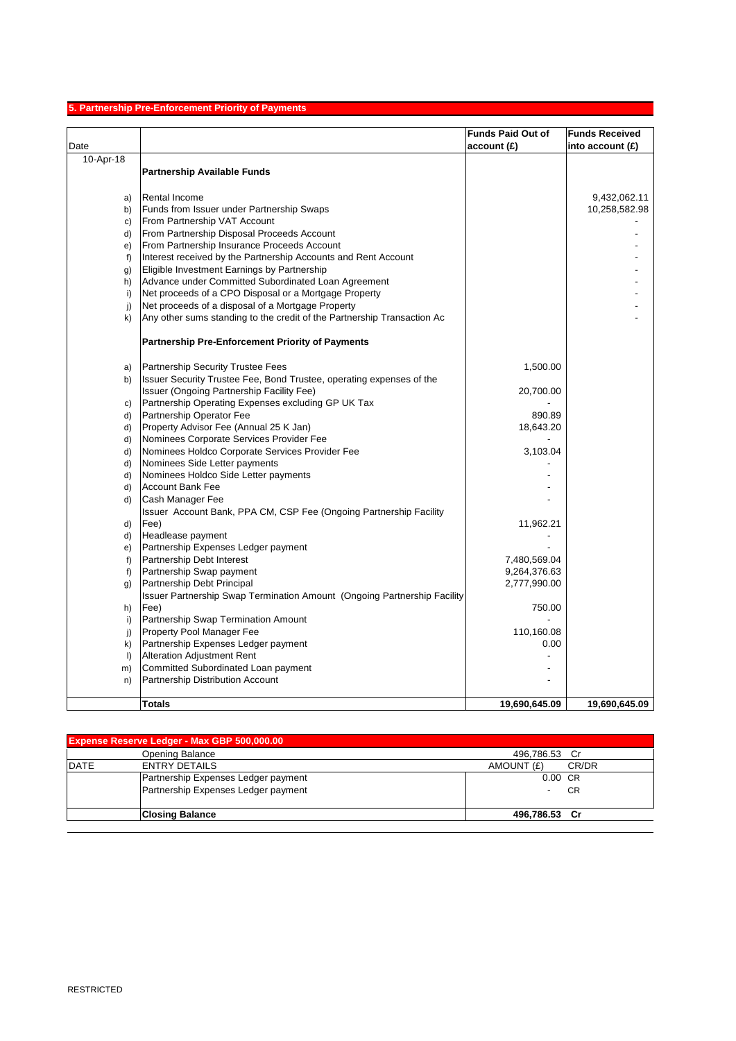## 5. Partnership Pre-Enforcement Priority of Payments

| Date | | | Funds Paid Out of account (£) | Funds Received into account (£) |
|---|---|---|---|---|
| 10-Apr-18 | | | | |
| | | **Partnership Available Funds** | | |
| | a) | Rental Income | | 9,432,062.11 |
| | b) | Funds from Issuer under Partnership Swaps | | 10,258,582.98 |
| | c) | From Partnership VAT Account | | - |
| | d) | From Partnership Disposal Proceeds Account | | - |
| | e) | From Partnership Insurance Proceeds Account | | - |
| | f) | Interest received by the Partnership Accounts and Rent Account | | - |
| | g) | Eligible Investment Earnings by Partnership | | - |
| | h) | Advance under Committed Subordinated Loan Agreement | | - |
| | i) | Net proceeds of a CPO Disposal or a Mortgage Property | | - |
| | j) | Net proceeds of a disposal of a Mortgage Property | | - |
| | k) | Any other sums standing to the credit of the Partnership Transaction Ac | | - |
| | | **Partnership Pre-Enforcement Priority of Payments** | | |
| | a) | Partnership Security Trustee Fees | 1,500.00 | |
| | b) | Issuer Security Trustee Fee, Bond Trustee, operating expenses of the Issuer (Ongoing Partnership Facility Fee) | 20,700.00 | |
| | c) | Partnership Operating Expenses excluding GP UK Tax | - | |
| | d) | Partnership Operator Fee | 890.89 | |
| | d) | Property Advisor Fee (Annual 25 K Jan) | 18,643.20 | |
| | d) | Nominees Corporate Services Provider Fee | - | |
| | d) | Nominees Holdco Corporate Services Provider Fee | 3,103.04 | |
| | d) | Nominees Side Letter payments | - | |
| | d) | Nominees Holdco Side Letter payments | - | |
| | d) | Account Bank Fee | - | |
| | d) | Cash Manager Fee | - | |
| | d) | Issuer Account Bank, PPA CM, CSP Fee (Ongoing Partnership Facility Fee) | 11,962.21 | |
| | d) | Headlease payment | - | |
| | e) | Partnership Expenses Ledger payment | - | |
| | f) | Partnership Debt Interest | 7,480,569.04 | |
| | f) | Partnership Swap payment | 9,264,376.63 | |
| | g) | Partnership Debt Principal | 2,777,990.00 | |
| | h) | Issuer Partnership Swap Termination Amount (Ongoing Partnership Facility Fee) | 750.00 | |
| | i) | Partnership Swap Termination Amount | - | |
| | j) | Property Pool Manager Fee | 110,160.08 | |
| | k) | Partnership Expenses Ledger payment | 0.00 | |
| | l) | Alteration Adjustment Rent | - | |
| | m) | Committed Subordinated Loan payment | - | |
| | n) | Partnership Distribution Account | - | |
| | | **Totals** | **19,690,645.09** | **19,690,645.09** |

| **Expense Reserve Ledger - Max GBP 500,000.00** | | | |
|---|---|---|---|
| | Opening Balance | 496,786.53 | Cr |
| DATE | ENTRY DETAILS | AMOUNT (£) | CR/DR |
| | Partnership Expenses Ledger payment | 0.00 | CR |
| | Partnership Expenses Ledger payment | - | CR |
| | **Closing Balance** | **496,786.53** | **Cr** |

RESTRICTED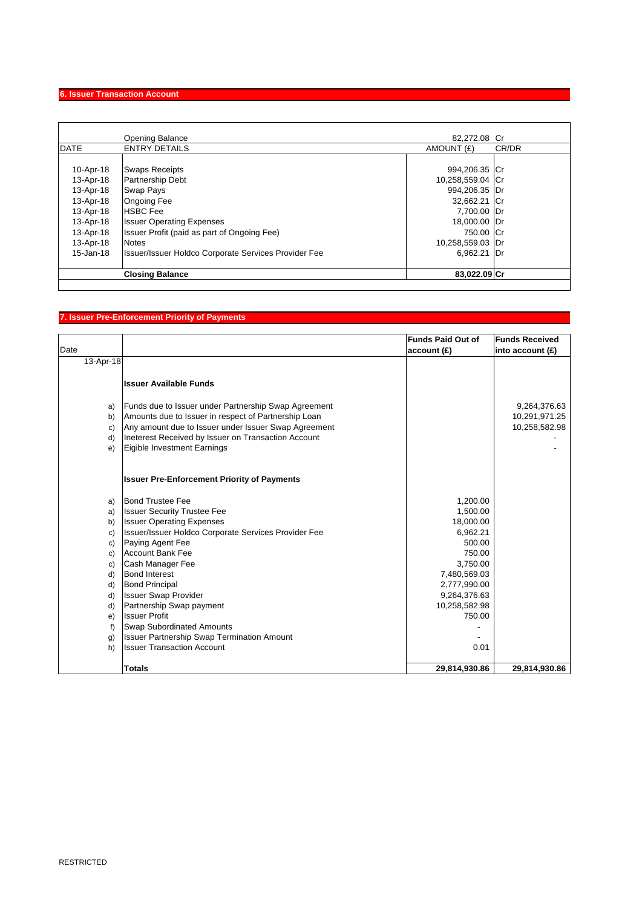## 6. Issuer Transaction Account

| DATE | ENTRY DETAILS | AMOUNT (£) | CR/DR |
|---|---|---|---|
| | Opening Balance | 82,272.08 | Cr |
| 10-Apr-18 | Swaps Receipts | 994,206.35 | Cr |
| 13-Apr-18 | Partnership Debt | 10,258,559.04 | Cr |
| 13-Apr-18 | Swap Pays | 994,206.35 | Dr |
| 13-Apr-18 | Ongoing Fee | 32,662.21 | Cr |
| 13-Apr-18 | HSBC Fee | 7,700.00 | Dr |
| 13-Apr-18 | Issuer Operating Expenses | 18,000.00 | Dr |
| 13-Apr-18 | Issuer Profit (paid as part of Ongoing Fee) | 750.00 | Cr |
| 13-Apr-18 | Notes | 10,258,559.03 | Dr |
| 15-Jan-18 | Issuer/Issuer Holdco Corporate Services Provider Fee | 6,962.21 | Dr |
| | **Closing Balance** | **83,022.09** | **Cr** |

## 7. Issuer Pre-Enforcement Priority of Payments

| Date | | Funds Paid Out of account (£) | Funds Received into account (£) |
|---|---|---|---|
| 13-Apr-18 | | | |
| | **Issuer Available Funds** | | |
| a) | Funds due to Issuer under Partnership Swap Agreement | | 9,264,376.63 |
| b) | Amounts due to Issuer in respect of Partnership Loan | | 10,291,971.25 |
| c) | Any amount due to Issuer under Issuer Swap Agreement | | 10,258,582.98 |
| d) | Ineterest Received by Issuer on Transaction Account | | - |
| e) | Eigible Investment Earnings | | - |
| | **Issuer Pre-Enforcement Priority of Payments** | | |
| a) | Bond Trustee Fee | 1,200.00 | |
| a) | Issuer Security Trustee Fee | 1,500.00 | |
| b) | Issuer Operating Expenses | 18,000.00 | |
| c) | Issuer/Issuer Holdco Corporate Services Provider Fee | 6,962.21 | |
| c) | Paying Agent Fee | 500.00 | |
| c) | Account Bank Fee | 750.00 | |
| c) | Cash Manager Fee | 3,750.00 | |
| d) | Bond Interest | 7,480,569.03 | |
| d) | Bond Principal | 2,777,990.00 | |
| d) | Issuer Swap Provider | 9,264,376.63 | |
| d) | Partnership Swap payment | 10,258,582.98 | |
| e) | Issuer Profit | 750.00 | |
| f) | Swap Subordinated Amounts | - | |
| g) | Issuer Partnership Swap Termination Amount | - | |
| h) | Issuer Transaction Account | 0.01 | |
| | **Totals** | **29,814,930.86** | **29,814,930.86** |

RESTRICTED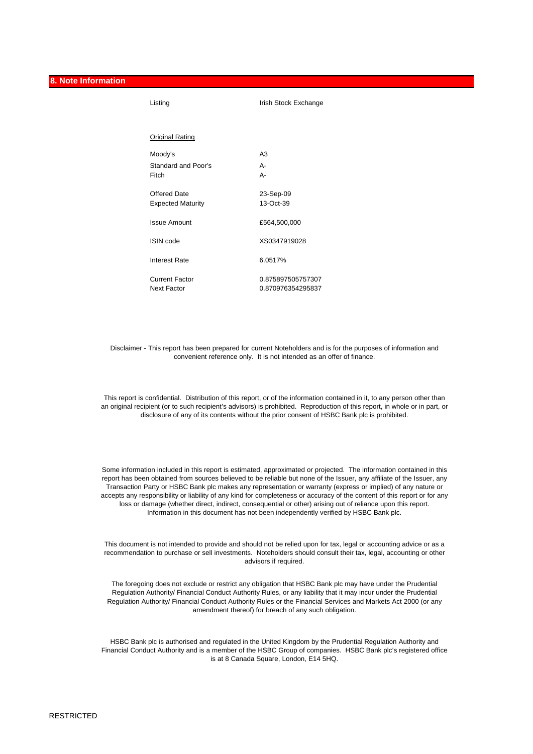## 8. Note Information

| | |
|---|---|
| Listing | Irish Stock Exchange |
| Original Rating | |
| Moody's | A3 |
| Standard and Poor's | A- |
| Fitch | A- |
| Offered Date | 23-Sep-09 |
| Expected Maturity | 13-Oct-39 |
| Issue Amount | £564,500,000 |
| ISIN code | XS0347919028 |
| Interest Rate | 6.0517% |
| Current Factor | 0.875897505757307 |
| Next Factor | 0.870976354295837 |

Disclaimer - This report has been prepared for current Noteholders and is for the purposes of information and convenient reference only. It is not intended as an offer of finance.

This report is confidential. Distribution of this report, or of the information contained in it, to any person other than an original recipient (or to such recipient's advisors) is prohibited. Reproduction of this report, in whole or in part, or disclosure of any of its contents without the prior consent of HSBC Bank plc is prohibited.

Some information included in this report is estimated, approximated or projected. The information contained in this report has been obtained from sources believed to be reliable but none of the Issuer, any affiliate of the Issuer, any Transaction Party or HSBC Bank plc makes any representation or warranty (express or implied) of any nature or accepts any responsibility or liability of any kind for completeness or accuracy of the content of this report or for any loss or damage (whether direct, indirect, consequential or other) arising out of reliance upon this report. Information in this document has not been independently verified by HSBC Bank plc.

This document is not intended to provide and should not be relied upon for tax, legal or accounting advice or as a recommendation to purchase or sell investments. Noteholders should consult their tax, legal, accounting or other advisors if required.

The foregoing does not exclude or restrict any obligation that HSBC Bank plc may have under the Prudential Regulation Authority/ Financial Conduct Authority Rules, or any liability that it may incur under the Prudential Regulation Authority/ Financial Conduct Authority Rules or the Financial Services and Markets Act 2000 (or any amendment thereof) for breach of any such obligation.

HSBC Bank plc is authorised and regulated in the United Kingdom by the Prudential Regulation Authority and Financial Conduct Authority and is a member of the HSBC Group of companies. HSBC Bank plc's registered office is at 8 Canada Square, London, E14 5HQ.

RESTRICTED